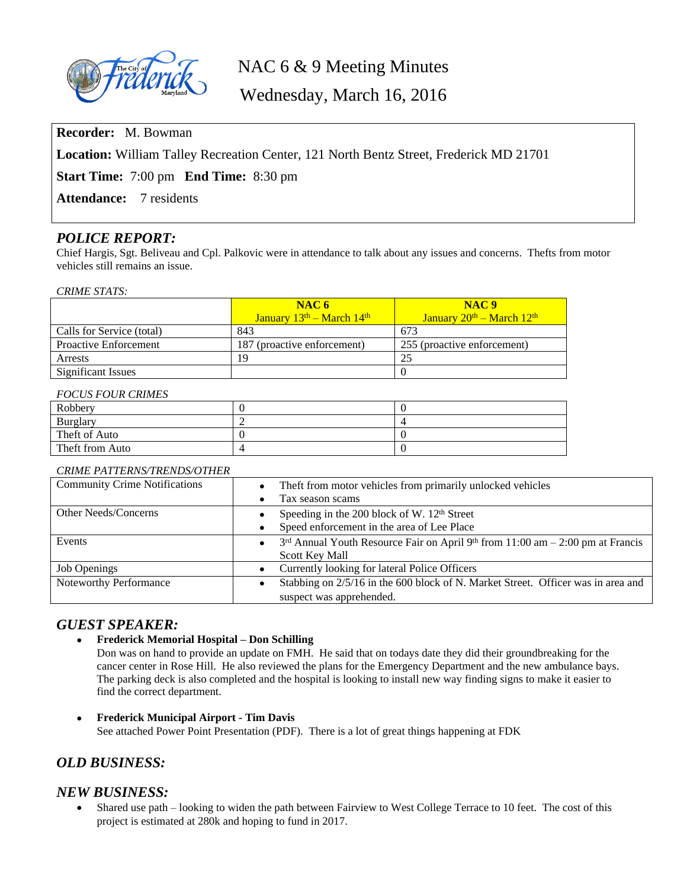# NAC 6 & 9 Meeting Minutes

## Wednesday, March 16, 2016

**Recorder:** M. Bowman

**Location:** William Talley Recreation Center, 121 North Bentz Street, Frederick MD 21701

**Start Time:** 7:00 pm **End Time:** 8:30 pm

**Attendance:** 7 residents

## *POLICE REPORT:*

Chief Hargis, Sgt. Beliveau and Cpl. Palkovic were in attendance to talk about any issues and concerns. Thefts from motor vehicles still remains an issue.

*CRIME STATS:*

| | **NAC 6** January 13th – March 14th | **NAC 9** January 20th – March 12th |
|---|---|---|
| Calls for Service (total) | 843 | 673 |
| Proactive Enforcement | 187 (proactive enforcement) | 255 (proactive enforcement) |
| Arrests | 19 | 25 |
| Significant Issues | | 0 |

*FOCUS FOUR CRIMES*

| | | |
|---|---|---|
| Robbery | 0 | 0 |
| Burglary | 2 | 4 |
| Theft of Auto | 0 | 0 |
| Theft from Auto | 4 | 0 |

*CRIME PATTERNS/TRENDS/OTHER*

| | |
|---|---|
| Community Crime Notifications | • Theft from motor vehicles from primarily unlocked vehicles<br>• Tax season scams |
| Other Needs/Concerns | • Speeding in the 200 block of W. 12th Street<br>• Speed enforcement in the area of Lee Place |
| Events | • 3rd Annual Youth Resource Fair on April 9th from 11:00 am – 2:00 pm at Francis Scott Key Mall |
| Job Openings | • Currently looking for lateral Police Officers |
| Noteworthy Performance | • Stabbing on 2/5/16 in the 600 block of N. Market Street. Officer was in area and suspect was apprehended. |

## *GUEST SPEAKER:*

- **Frederick Memorial Hospital – Don Schilling**
  Don was on hand to provide an update on FMH. He said that on todays date they did their groundbreaking for the cancer center in Rose Hill. He also reviewed the plans for the Emergency Department and the new ambulance bays. The parking deck is also completed and the hospital is looking to install new way finding signs to make it easier to find the correct department.

- **Frederick Municipal Airport - Tim Davis**
  See attached Power Point Presentation (PDF). There is a lot of great things happening at FDK

## *OLD BUSINESS:*

## *NEW BUSINESS:*

- Shared use path – looking to widen the path between Fairview to West College Terrace to 10 feet. The cost of this project is estimated at 280k and hoping to fund in 2017.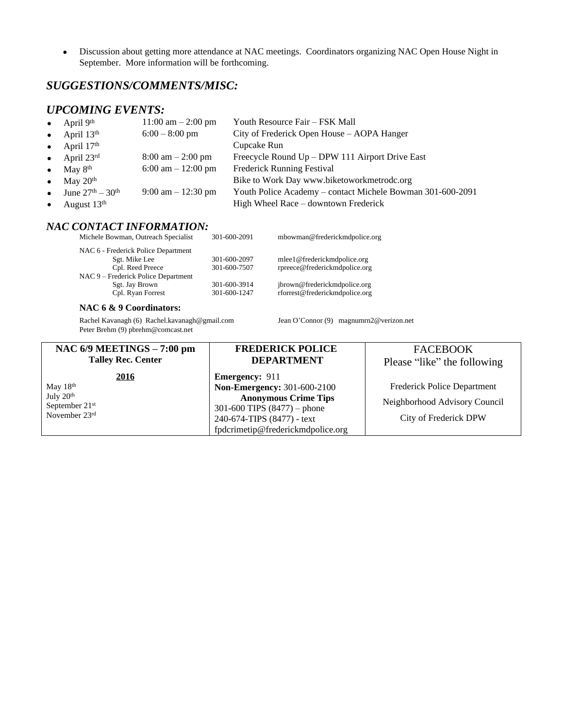- Discussion about getting more attendance at NAC meetings. Coordinators organizing NAC Open House Night in September. More information will be forthcoming.

## *SUGGESTIONS/COMMENTS/MISC:*

## *UPCOMING EVENTS:*

| | | |
|---|---|---|
| • April 9th | 11:00 am – 2:00 pm | Youth Resource Fair – FSK Mall |
| • April 13th | 6:00 – 8:00 pm | City of Frederick Open House – AOPA Hanger |
| • April 17th | | Cupcake Run |
| • April 23rd | 8:00 am – 2:00 pm | Freecycle Round Up – DPW 111 Airport Drive East |
| • May 8th | 6:00 am – 12:00 pm | Frederick Running Festival |
| • May 20th | | Bike to Work Day www.biketoworkmetrodc.org |
| • June 27th – 30th | 9:00 am – 12:30 pm | Youth Police Academy – contact Michele Bowman 301-600-2091 |
| • August 13th | | High Wheel Race – downtown Frederick |

## *NAC CONTACT INFORMATION:*

| | | |
|---|---|---|
| Michele Bowman, Outreach Specialist | 301-600-2091 | mbowman@frederickmdpolice.org |
| NAC 6 - Frederick Police Department | | |
| Sgt. Mike Lee | 301-600-2097 | mlee1@frederickmdpolice.org |
| Cpl. Reed Preece | 301-600-7507 | rpreece@frederickmdpolice.org |
| NAC 9 – Frederick Police Department | | |
| Sgt. Jay Brown | 301-600-3914 | jbrown@frederickmdpolice.org |
| Cpl. Ryan Forrest | 301-600-1247 | rforrest@frederickmdpolice.org |

**NAC 6 & 9 Coordinators:**

Rachel Kavanagh (6) Rachel.kavanagh@gmail.com
Peter Brehm (9) pbrehm@comcast.net
Jean O'Connor (9) magnumrn2@verizon.net

| NAC 6/9 MEETINGS – 7:00 pm<br>Talley Rec. Center | FREDERICK POLICE DEPARTMENT | FACEBOOK<br>Please "like" the following |
|---|---|---|
| **2016**<br>May 18th<br>July 20th<br>September 21st<br>November 23rd | **Emergency:** 911<br>**Non-Emergency:** 301-600-2100<br>**Anonymous Crime Tips**<br>301-600 TIPS (8477) – phone<br>240-674-TIPS (8477) - text<br>fpdcrimetip@frederickmdpolice.org | Frederick Police Department<br>Neighborhood Advisory Council<br>City of Frederick DPW |